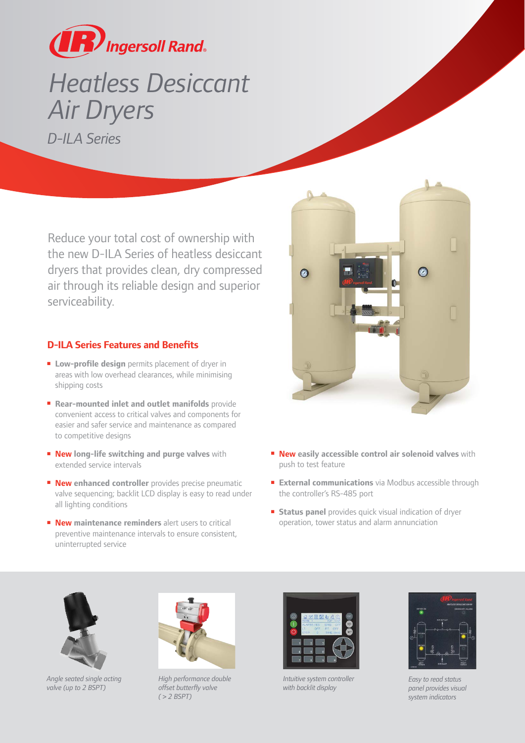# Heatless Desiccant Air Dryers

*D-ILA Series*

Reduce your total cost of ownership with the new D-ILA Series of heatless desiccant dryers that provides clean, dry compressed air through its reliable design and superior serviceability.

## D-ILA Series Features and Benefits

- **Low-profile design** permits placement of dryer in areas with low overhead clearances, while minimising shipping costs
- **Rear-mounted inlet and outlet manifolds** provide convenient access to critical valves and components for easier and safer service and maintenance as compared to competitive designs
- **New long-life switching and purge valves** with extended service intervals
- **New enhanced controller** provides precise pneumatic valve sequencing; backlit LCD display is easy to read under all lighting conditions
- **New maintenance reminders** alert users to critical preventive maintenance intervals to ensure consistent, uninterrupted service
- **New easily accessible control air solenoid valves** with push to test feature
- **External communications** via Modbus accessible through the controller's RS-485 port
- **Status panel** provides quick visual indication of dryer operation, tower status and alarm annunciation

*Angle seated single acting valve (up to 2 BSPT)*

*High performance double offset butterfly valve (> 2 BSPT)*

*Intuitive system controller with backlit display*

*Easy to read status panel provides visual system indicators*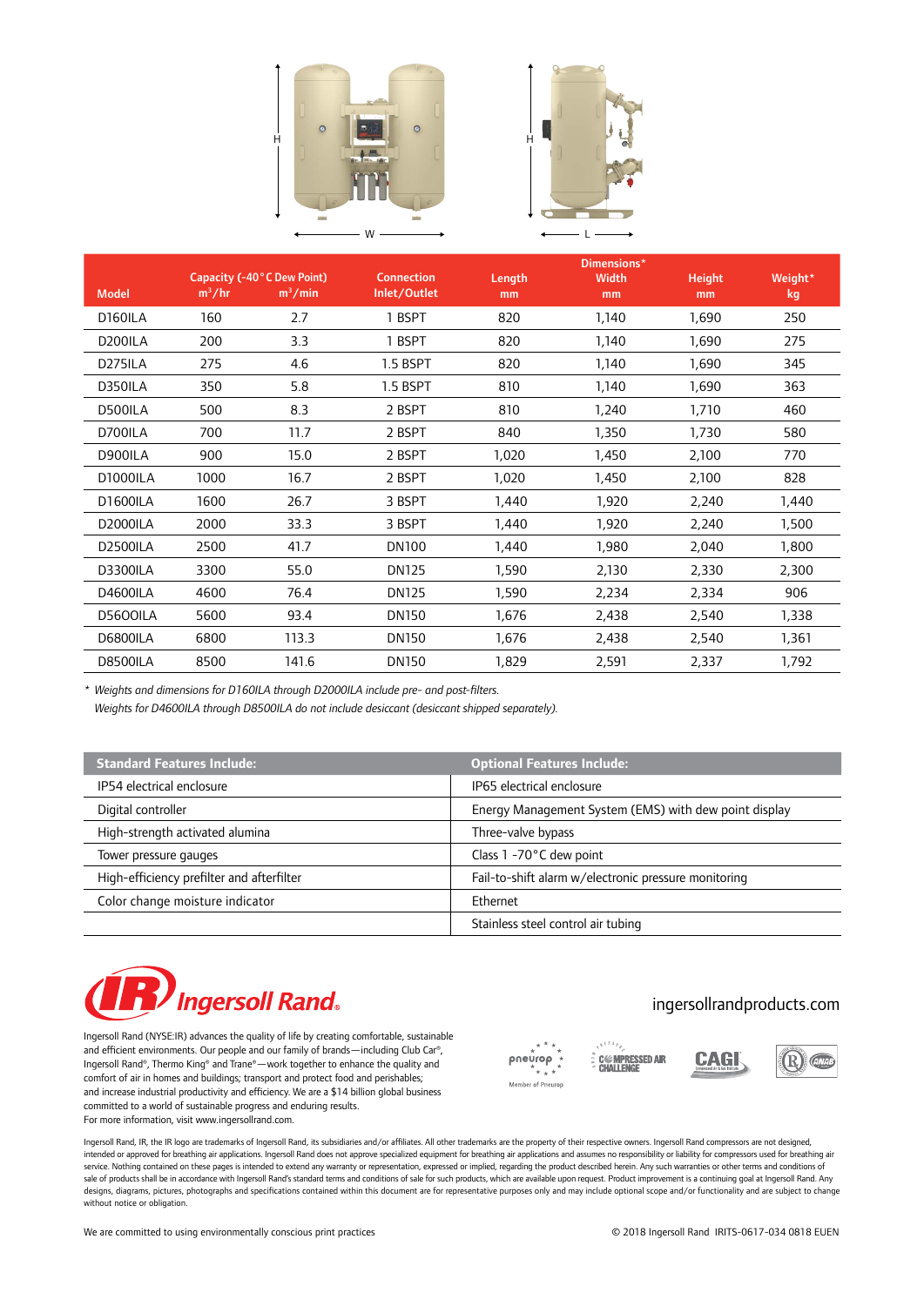H

W

H

L

| Model | Capacity (-40 °C Dew Point) m³/hr | m³/min | Connection Inlet/Outlet | Dimensions* Length mm | Width mm | Height mm | Weight* kg |
|---|---|---|---|---|---|---|---|
| D160ILA | 160 | 2.7 | 1 BSPT | 820 | 1,140 | 1,690 | 250 |
| D200ILA | 200 | 3.3 | 1 BSPT | 820 | 1,140 | 1,690 | 275 |
| D275ILA | 275 | 4.6 | 1.5 BSPT | 820 | 1,140 | 1,690 | 345 |
| D350ILA | 350 | 5.8 | 1.5 BSPT | 810 | 1,140 | 1,690 | 363 |
| D500ILA | 500 | 8.3 | 2 BSPT | 810 | 1,240 | 1,710 | 460 |
| D700ILA | 700 | 11.7 | 2 BSPT | 840 | 1,350 | 1,730 | 580 |
| D900ILA | 900 | 15.0 | 2 BSPT | 1,020 | 1,450 | 2,100 | 770 |
| D1000ILA | 1000 | 16.7 | 2 BSPT | 1,020 | 1,450 | 2,100 | 828 |
| D1600ILA | 1600 | 26.7 | 3 BSPT | 1,440 | 1,920 | 2,240 | 1,440 |
| D2000ILA | 2000 | 33.3 | 3 BSPT | 1,440 | 1,920 | 2,240 | 1,500 |
| D2500ILA | 2500 | 41.7 | DN100 | 1,440 | 1,980 | 2,040 | 1,800 |
| D3300ILA | 3300 | 55.0 | DN125 | 1,590 | 2,130 | 2,330 | 2,300 |
| D4600ILA | 4600 | 76.4 | DN125 | 1,590 | 2,234 | 2,334 | 906 |
| D56OOILA | 5600 | 93.4 | DN150 | 1,676 | 2,438 | 2,540 | 1,338 |
| D6800ILA | 6800 | 113.3 | DN150 | 1,676 | 2,438 | 2,540 | 1,361 |
| D8500ILA | 8500 | 141.6 | DN150 | 1,829 | 2,591 | 2,337 | 1,792 |

\* *Weights and dimensions for D160ILA through D2000ILA include pre- and post-filters.*
*Weights for D4600ILA through D8500ILA do not include desiccant (desiccant shipped separately).*

| Standard Features Include: | Optional Features Include: |
|---|---|
| IP54 electrical enclosure | IP65 electrical enclosure |
| Digital controller | Energy Management System (EMS) with dew point display |
| High-strength activated alumina | Three-valve bypass |
| Tower pressure gauges | Class 1 -70 °C dew point |
| High-efficiency prefilter and afterfilter | Fail-to-shift alarm w/electronic pressure monitoring |
| Color change moisture indicator | Ethernet |
| | Stainless steel control air tubing |

**Ingersoll Rand**

ingersollrandproducts.com

Ingersoll Rand (NYSE:IR) advances the quality of life by creating comfortable, sustainable and efficient environments. Our people and our family of brands—including Club Car®, Ingersoll Rand®, Thermo King® and Trane®—work together to enhance the quality and comfort of air in homes and buildings; transport and protect food and perishables; and increase industrial productivity and efficiency. We are a $14 billion global business committed to a world of sustainable progress and enduring results.
For more information, visit www.ingersollrand.com.

pneurop — Member of Pneurop

COMPRESSED AIR CHALLENGE

CAGI

Ingersoll Rand, IR, the IR logo are trademarks of Ingersoll Rand, its subsidiaries and/or affiliates. All other trademarks are the property of their respective owners. Ingersoll Rand compressors are not designed, intended or approved for breathing air applications. Ingersoll Rand does not approve specialized equipment for breathing air applications and assumes no responsibility or liability for compressors used for breathing air service. Nothing contained on these pages is intended to extend any warranty or representation, expressed or implied, regarding the product described herein. Any such warranties or other terms and conditions of sale of products shall be in accordance with Ingersoll Rand's standard terms and conditions of sale for such products, which are available upon request. Product improvement is a continuing goal at Ingersoll Rand. Any designs, diagrams, pictures, photographs and specifications contained within this document are for representative purposes only and may include optional scope and/or functionality and are subject to change without notice or obligation.

We are committed to using environmentally conscious print practices

© 2018 Ingersoll Rand IRITS-0617-034 0818 EUEN